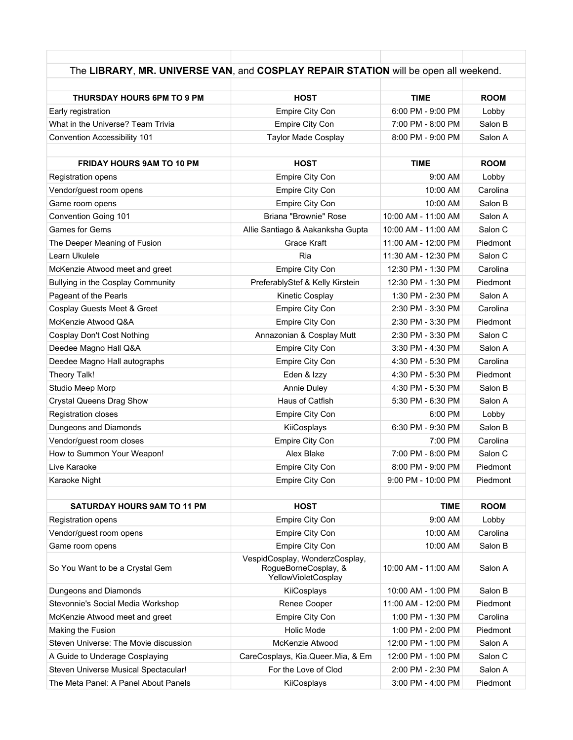The **LIBRARY**, **MR. UNIVERSE VAN**, and **COSPLAY REPAIR STATION** will be open all weekend.

| THURSDAY HOURS 6PM TO 9 PM | HOST | TIME | ROOM |
| --- | --- | --- | --- |
| Early registration | Empire City Con | 6:00 PM - 9:00 PM | Lobby |
| What in the Universe? Team Trivia | Empire City Con | 7:00 PM - 8:00 PM | Salon B |
| Convention Accessibility 101 | Taylor Made Cosplay | 8:00 PM - 9:00 PM | Salon A |

| FRIDAY HOURS 9AM TO 10 PM | HOST | TIME | ROOM |
| --- | --- | --- | --- |
| Registration opens | Empire City Con | 9:00 AM | Lobby |
| Vendor/guest room opens | Empire City Con | 10:00 AM | Carolina |
| Game room opens | Empire City Con | 10:00 AM | Salon B |
| Convention Going 101 | Briana "Brownie" Rose | 10:00 AM - 11:00 AM | Salon A |
| Games for Gems | Allie Santiago & Aakanksha Gupta | 10:00 AM - 11:00 AM | Salon C |
| The Deeper Meaning of Fusion | Grace Kraft | 11:00 AM - 12:00 PM | Piedmont |
| Learn Ukulele | Ria | 11:30 AM - 12:30 PM | Salon C |
| McKenzie Atwood meet and greet | Empire City Con | 12:30 PM - 1:30 PM | Carolina |
| Bullying in the Cosplay Community | PreferablyStef & Kelly Kirstein | 12:30 PM - 1:30 PM | Piedmont |
| Pageant of the Pearls | Kinetic Cosplay | 1:30 PM - 2:30 PM | Salon A |
| Cosplay Guests Meet & Greet | Empire City Con | 2:30 PM - 3:30 PM | Carolina |
| McKenzie Atwood Q&A | Empire City Con | 2:30 PM - 3:30 PM | Piedmont |
| Cosplay Don't Cost Nothing | Annazonian & Cosplay Mutt | 2:30 PM - 3:30 PM | Salon C |
| Deedee Magno Hall Q&A | Empire City Con | 3:30 PM - 4:30 PM | Salon A |
| Deedee Magno Hall autographs | Empire City Con | 4:30 PM - 5:30 PM | Carolina |
| Theory Talk! | Eden & Izzy | 4:30 PM - 5:30 PM | Piedmont |
| Studio Meep Morp | Annie Duley | 4:30 PM - 5:30 PM | Salon B |
| Crystal Queens Drag Show | Haus of Catfish | 5:30 PM - 6:30 PM | Salon A |
| Registration closes | Empire City Con | 6:00 PM | Lobby |
| Dungeons and Diamonds | KiiCosplays | 6:30 PM - 9:30 PM | Salon B |
| Vendor/guest room closes | Empire City Con | 7:00 PM | Carolina |
| How to Summon Your Weapon! | Alex Blake | 7:00 PM - 8:00 PM | Salon C |
| Live Karaoke | Empire City Con | 8:00 PM - 9:00 PM | Piedmont |
| Karaoke Night | Empire City Con | 9:00 PM - 10:00 PM | Piedmont |

| SATURDAY HOURS 9AM TO 11 PM | HOST | TIME | ROOM |
| --- | --- | --- | --- |
| Registration opens | Empire City Con | 9:00 AM | Lobby |
| Vendor/guest room opens | Empire City Con | 10:00 AM | Carolina |
| Game room opens | Empire City Con | 10:00 AM | Salon B |
| So You Want to be a Crystal Gem | VespidCosplay, WonderzCosplay, RogueBorneCosplay, & YellowVioletCosplay | 10:00 AM - 11:00 AM | Salon A |
| Dungeons and Diamonds | KiiCosplays | 10:00 AM - 1:00 PM | Salon B |
| Stevonnie's Social Media Workshop | Renee Cooper | 11:00 AM - 12:00 PM | Piedmont |
| McKenzie Atwood meet and greet | Empire City Con | 1:00 PM - 1:30 PM | Carolina |
| Making the Fusion | Holic Mode | 1:00 PM - 2:00 PM | Piedmont |
| Steven Universe: The Movie discussion | McKenzie Atwood | 12:00 PM - 1:00 PM | Salon A |
| A Guide to Underage Cosplaying | CareCosplays, Kia.Queer.Mia, & Em | 12:00 PM - 1:00 PM | Salon C |
| Steven Universe Musical Spectacular! | For the Love of Clod | 2:00 PM - 2:30 PM | Salon A |
| The Meta Panel: A Panel About Panels | KiiCosplays | 3:00 PM - 4:00 PM | Piedmont |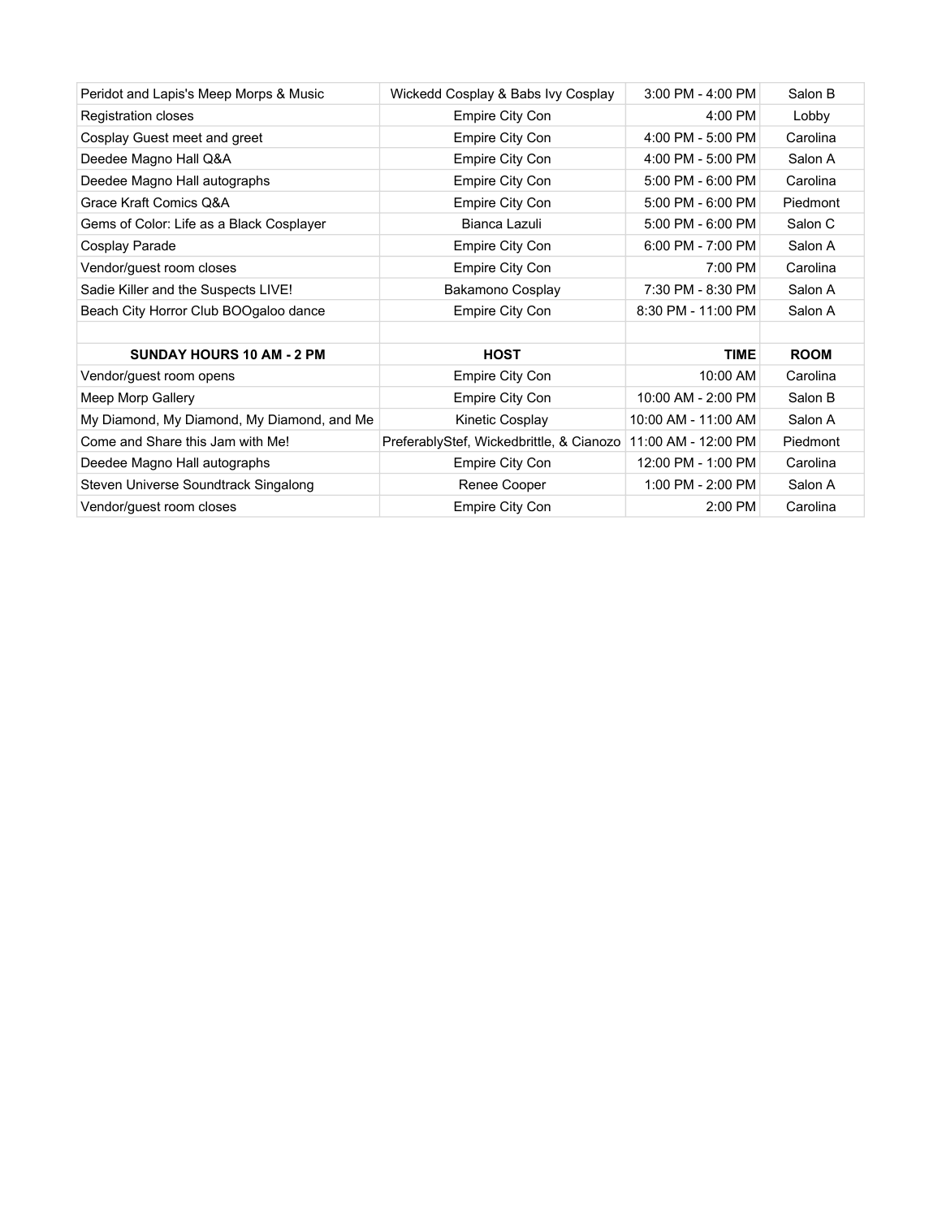| | | | |
|---|---|---|---|
| Peridot and Lapis's Meep Morps & Music | Wickedd Cosplay & Babs Ivy Cosplay | 3:00 PM - 4:00 PM | Salon B |
| Registration closes | Empire City Con | 4:00 PM | Lobby |
| Cosplay Guest meet and greet | Empire City Con | 4:00 PM - 5:00 PM | Carolina |
| Deedee Magno Hall Q&A | Empire City Con | 4:00 PM - 5:00 PM | Salon A |
| Deedee Magno Hall autographs | Empire City Con | 5:00 PM - 6:00 PM | Carolina |
| Grace Kraft Comics Q&A | Empire City Con | 5:00 PM - 6:00 PM | Piedmont |
| Gems of Color: Life as a Black Cosplayer | Bianca Lazuli | 5:00 PM - 6:00 PM | Salon C |
| Cosplay Parade | Empire City Con | 6:00 PM - 7:00 PM | Salon A |
| Vendor/guest room closes | Empire City Con | 7:00 PM | Carolina |
| Sadie Killer and the Suspects LIVE! | Bakamono Cosplay | 7:30 PM - 8:30 PM | Salon A |
| Beach City Horror Club BOOgaloo dance | Empire City Con | 8:30 PM - 11:00 PM | Salon A |
| | | | |
| **SUNDAY HOURS 10 AM - 2 PM** | **HOST** | **TIME** | **ROOM** |
| Vendor/guest room opens | Empire City Con | 10:00 AM | Carolina |
| Meep Morp Gallery | Empire City Con | 10:00 AM - 2:00 PM | Salon B |
| My Diamond, My Diamond, My Diamond, and Me | Kinetic Cosplay | 10:00 AM - 11:00 AM | Salon A |
| Come and Share this Jam with Me! | PreferablyStef, Wickedbrittle, & Cianozo | 11:00 AM - 12:00 PM | Piedmont |
| Deedee Magno Hall autographs | Empire City Con | 12:00 PM - 1:00 PM | Carolina |
| Steven Universe Soundtrack Singalong | Renee Cooper | 1:00 PM - 2:00 PM | Salon A |
| Vendor/guest room closes | Empire City Con | 2:00 PM | Carolina |